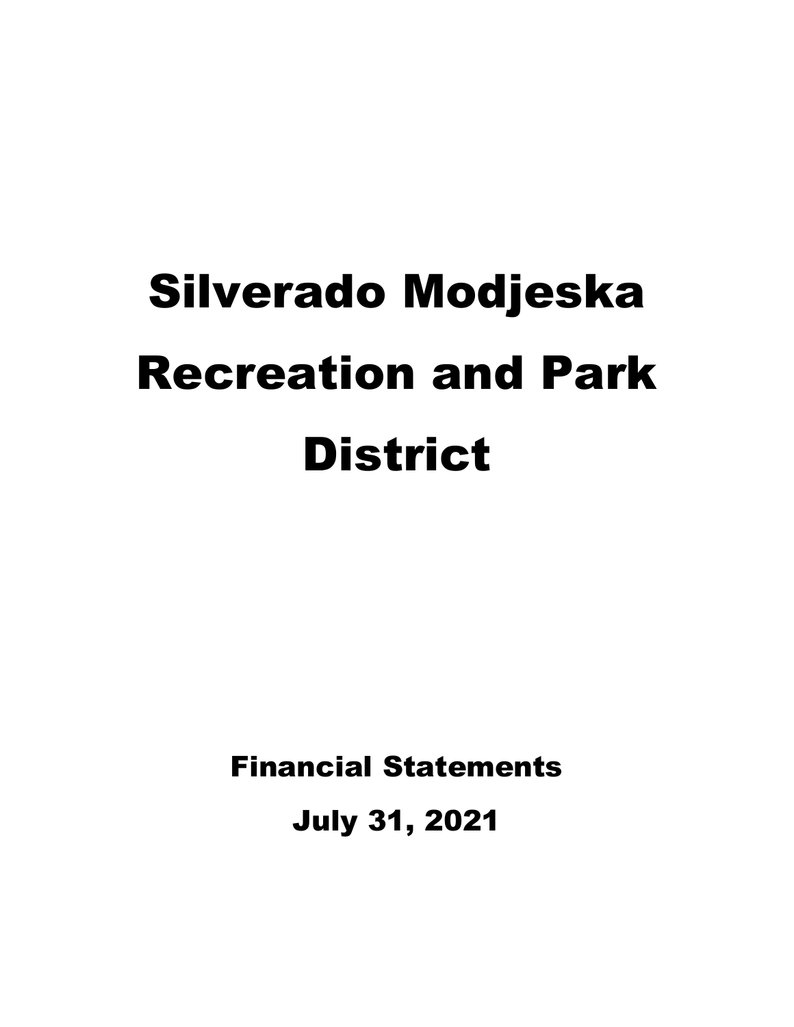# Silverado Modjeska Recreation and Park District

## Financial Statements

## July 31, 2021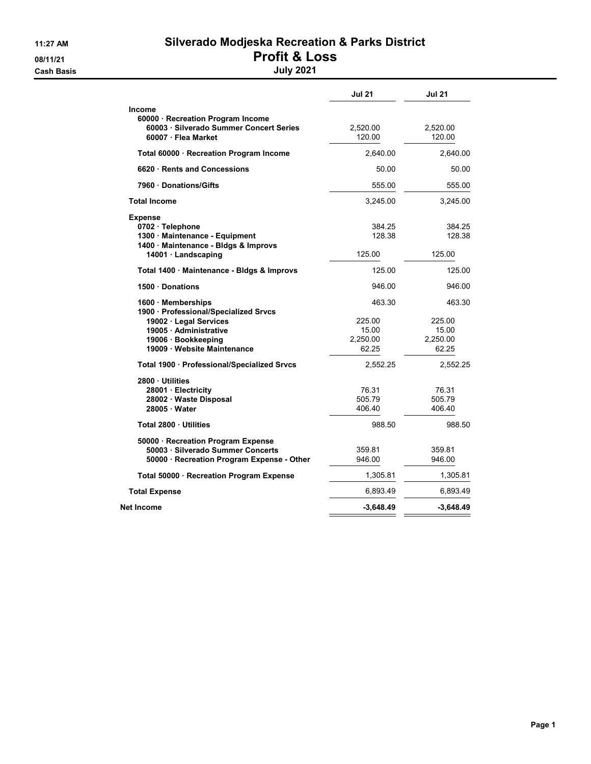# Silverado Modjeska Recreation & Parks District

## Profit & Loss

### July 2021

11:27 AM
08/11/21
Cash Basis

| | Jul 21 | Jul 21 |
|---|---|---|
| **Income** | | |
| 60000 · Recreation Program Income | | |
| 60003 · Silverado Summer Concert Series | 2,520.00 | 2,520.00 |
| 60007 · Flea Market | 120.00 | 120.00 |
| **Total 60000 · Recreation Program Income** | 2,640.00 | 2,640.00 |
| 6620 · Rents and Concessions | 50.00 | 50.00 |
| 7960 · Donations/Gifts | 555.00 | 555.00 |
| **Total Income** | 3,245.00 | 3,245.00 |
| **Expense** | | |
| 0702 · Telephone | 384.25 | 384.25 |
| 1300 · Maintenance - Equipment | 128.38 | 128.38 |
| 1400 · Maintenance - Bldgs & Improvs | | |
| 14001 · Landscaping | 125.00 | 125.00 |
| **Total 1400 · Maintenance - Bldgs & Improvs** | 125.00 | 125.00 |
| 1500 · Donations | 946.00 | 946.00 |
| 1600 · Memberships | 463.30 | 463.30 |
| 1900 · Professional/Specialized Srvcs | | |
| 19002 · Legal Services | 225.00 | 225.00 |
| 19005 · Administrative | 15.00 | 15.00 |
| 19006 · Bookkeeping | 2,250.00 | 2,250.00 |
| 19009 · Website Maintenance | 62.25 | 62.25 |
| **Total 1900 · Professional/Specialized Srvcs** | 2,552.25 | 2,552.25 |
| 2800 · Utilities | | |
| 28001 · Electricity | 76.31 | 76.31 |
| 28002 · Waste Disposal | 505.79 | 505.79 |
| 28005 · Water | 406.40 | 406.40 |
| **Total 2800 · Utilities** | 988.50 | 988.50 |
| 50000 · Recreation Program Expense | | |
| 50003 · Silverado Summer Concerts | 359.81 | 359.81 |
| 50000 · Recreation Program Expense - Other | 946.00 | 946.00 |
| **Total 50000 · Recreation Program Expense** | 1,305.81 | 1,305.81 |
| **Total Expense** | 6,893.49 | 6,893.49 |
| **Net Income** | **-3,648.49** | **-3,648.49** |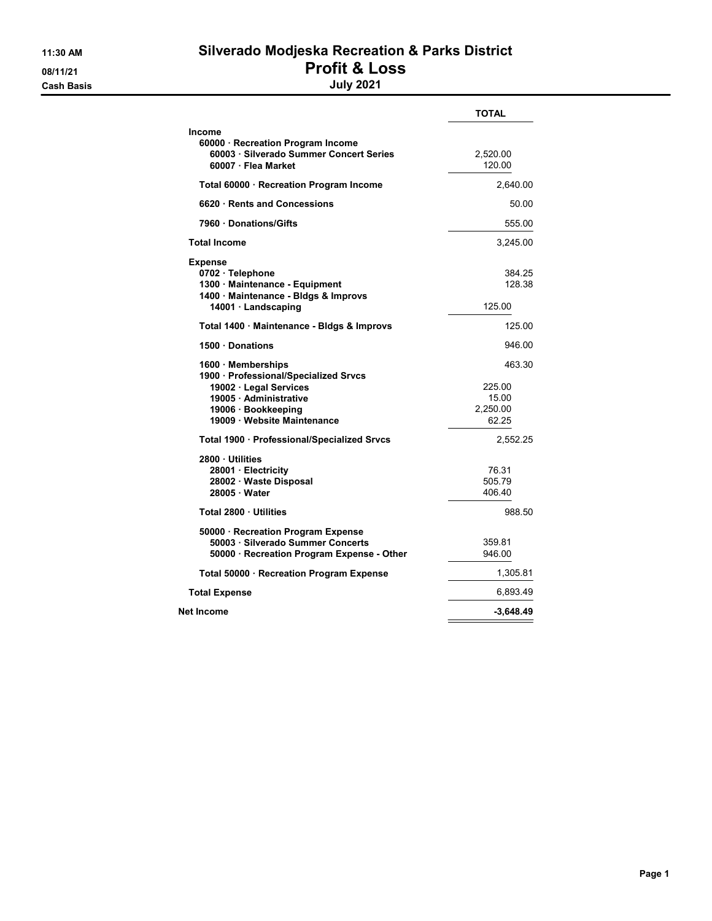# Silverado Modjeska Recreation & Parks District

## Profit & Loss

### July 2021

11:30 AM
08/11/21
Cash Basis

| | TOTAL |
|---|---|
| **Income** | |
| 60000 · Recreation Program Income | |
| 60003 · Silverado Summer Concert Series | 2,520.00 |
| 60007 · Flea Market | 120.00 |
| Total 60000 · Recreation Program Income | 2,640.00 |
| 6620 · Rents and Concessions | 50.00 |
| 7960 · Donations/Gifts | 555.00 |
| **Total Income** | 3,245.00 |
| **Expense** | |
| 0702 · Telephone | 384.25 |
| 1300 · Maintenance - Equipment | 128.38 |
| 1400 · Maintenance - Bldgs & Improvs | |
| 14001 · Landscaping | 125.00 |
| Total 1400 · Maintenance - Bldgs & Improvs | 125.00 |
| 1500 · Donations | 946.00 |
| 1600 · Memberships | 463.30 |
| 1900 · Professional/Specialized Srvcs | |
| 19002 · Legal Services | 225.00 |
| 19005 · Administrative | 15.00 |
| 19006 · Bookkeeping | 2,250.00 |
| 19009 · Website Maintenance | 62.25 |
| Total 1900 · Professional/Specialized Srvcs | 2,552.25 |
| 2800 · Utilities | |
| 28001 · Electricity | 76.31 |
| 28002 · Waste Disposal | 505.79 |
| 28005 · Water | 406.40 |
| Total 2800 · Utilities | 988.50 |
| 50000 · Recreation Program Expense | |
| 50003 · Silverado Summer Concerts | 359.81 |
| 50000 · Recreation Program Expense - Other | 946.00 |
| Total 50000 · Recreation Program Expense | 1,305.81 |
| **Total Expense** | 6,893.49 |
| **Net Income** | **-3,648.49** |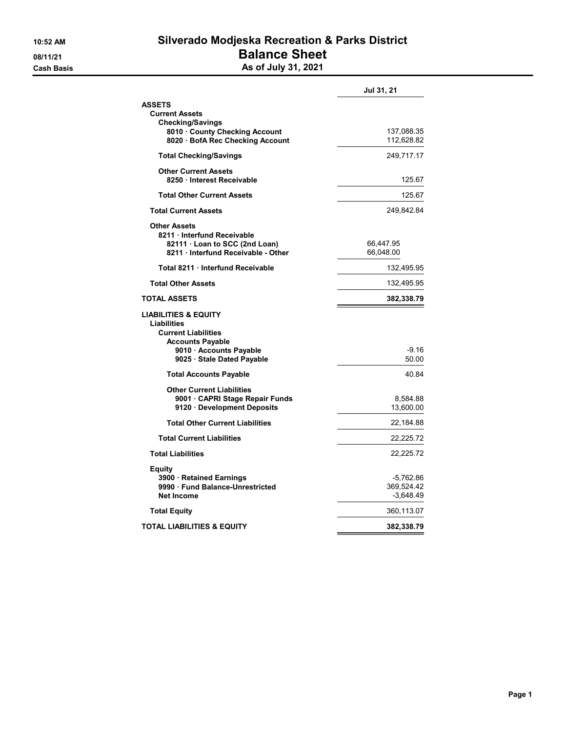# Silverado Modjeska Recreation & Parks District

## Balance Sheet

### As of July 31, 2021

10:52 AM
08/11/21
Cash Basis

| | Jul 31, 21 |
|---|---|
| **ASSETS** | |
| **Current Assets** | |
| **Checking/Savings** | |
| **8010 · County Checking Account** | 137,088.35 |
| **8020 · BofA Rec Checking Account** | 112,628.82 |
| **Total Checking/Savings** | 249,717.17 |
| **Other Current Assets** | |
| **8250 · Interest Receivable** | 125.67 |
| **Total Other Current Assets** | 125.67 |
| **Total Current Assets** | 249,842.84 |
| **Other Assets** | |
| **8211 · Interfund Receivable** | |
| **82111 · Loan to SCC (2nd Loan)** | 66,447.95 |
| **8211 · Interfund Receivable - Other** | 66,048.00 |
| **Total 8211 · Interfund Receivable** | 132,495.95 |
| **Total Other Assets** | 132,495.95 |
| **TOTAL ASSETS** | **382,338.79** |
| **LIABILITIES & EQUITY** | |
| **Liabilities** | |
| **Current Liabilities** | |
| **Accounts Payable** | |
| **9010 · Accounts Payable** | -9.16 |
| **9025 · Stale Dated Payable** | 50.00 |
| **Total Accounts Payable** | 40.84 |
| **Other Current Liabilities** | |
| **9001 · CAPRI Stage Repair Funds** | 8,584.88 |
| **9120 · Development Deposits** | 13,600.00 |
| **Total Other Current Liabilities** | 22,184.88 |
| **Total Current Liabilities** | 22,225.72 |
| **Total Liabilities** | 22,225.72 |
| **Equity** | |
| **3900 · Retained Earnings** | -5,762.86 |
| **9990 · Fund Balance-Unrestricted** | 369,524.42 |
| **Net Income** | -3,648.49 |
| **Total Equity** | 360,113.07 |
| **TOTAL LIABILITIES & EQUITY** | **382,338.79** |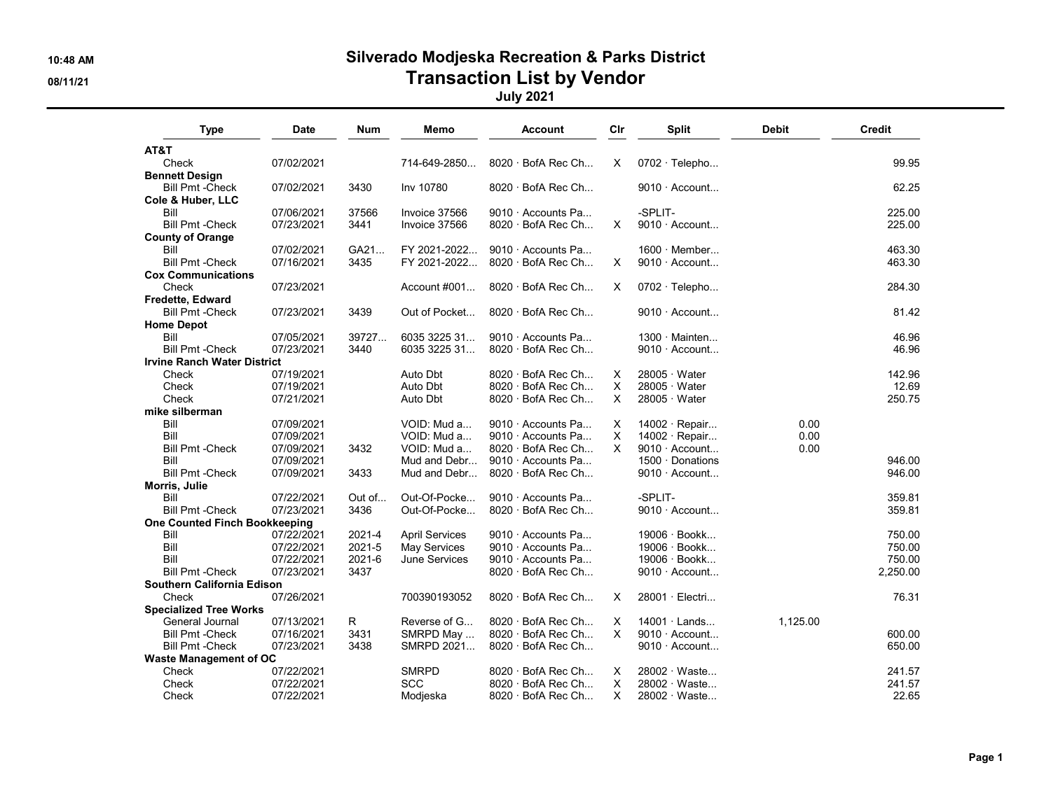# Silverado Modjeska Recreation & Parks District

## Transaction List by Vendor

**July 2021**

| Type | Date | Num | Memo | Account | Clr | Split | Debit | Credit |
|---|---|---|---|---|---|---|---|---|
| **AT&T** | | | | | | | | |
| Check | 07/02/2021 | | 714-649-2850... | 8020 · BofA Rec Ch... | X | 0702 · Telepho... | | 99.95 |
| **Bennett Design** | | | | | | | | |
| Bill Pmt -Check | 07/02/2021 | 3430 | Inv 10780 | 8020 · BofA Rec Ch... | | 9010 · Account... | | 62.25 |
| **Cole & Huber, LLC** | | | | | | | | |
| Bill | 07/06/2021 | 37566 | Invoice 37566 | 9010 · Accounts Pa... | | -SPLIT- | | 225.00 |
| Bill Pmt -Check | 07/23/2021 | 3441 | Invoice 37566 | 8020 · BofA Rec Ch... | X | 9010 · Account... | | 225.00 |
| **County of Orange** | | | | | | | | |
| Bill | 07/02/2021 | GA21... | FY 2021-2022... | 9010 · Accounts Pa... | | 1600 · Member... | | 463.30 |
| Bill Pmt -Check | 07/16/2021 | 3435 | FY 2021-2022... | 8020 · BofA Rec Ch... | X | 9010 · Account... | | 463.30 |
| **Cox Communications** | | | | | | | | |
| Check | 07/23/2021 | | Account #001... | 8020 · BofA Rec Ch... | X | 0702 · Telepho... | | 284.30 |
| **Fredette, Edward** | | | | | | | | |
| Bill Pmt -Check | 07/23/2021 | 3439 | Out of Pocket... | 8020 · BofA Rec Ch... | | 9010 · Account... | | 81.42 |
| **Home Depot** | | | | | | | | |
| Bill | 07/05/2021 | 39727... | 6035 3225 31... | 9010 · Accounts Pa... | | 1300 · Mainten... | | 46.96 |
| Bill Pmt -Check | 07/23/2021 | 3440 | 6035 3225 31... | 8020 · BofA Rec Ch... | | 9010 · Account... | | 46.96 |
| **Irvine Ranch Water District** | | | | | | | | |
| Check | 07/19/2021 | | Auto Dbt | 8020 · BofA Rec Ch... | X | 28005 · Water | | 142.96 |
| Check | 07/19/2021 | | Auto Dbt | 8020 · BofA Rec Ch... | X | 28005 · Water | | 12.69 |
| Check | 07/21/2021 | | Auto Dbt | 8020 · BofA Rec Ch... | X | 28005 · Water | | 250.75 |
| **mike silberman** | | | | | | | | |
| Bill | 07/09/2021 | | VOID: Mud a... | 9010 · Accounts Pa... | X | 14002 · Repair... | 0.00 | |
| Bill | 07/09/2021 | | VOID: Mud a... | 9010 · Accounts Pa... | X | 14002 · Repair... | 0.00 | |
| Bill Pmt -Check | 07/09/2021 | 3432 | VOID: Mud a... | 8020 · BofA Rec Ch... | X | 9010 · Account... | 0.00 | |
| Bill | 07/09/2021 | | Mud and Debr... | 9010 · Accounts Pa... | | 1500 · Donations | | 946.00 |
| Bill Pmt -Check | 07/09/2021 | 3433 | Mud and Debr... | 8020 · BofA Rec Ch... | | 9010 · Account... | | 946.00 |
| **Morris, Julie** | | | | | | | | |
| Bill | 07/22/2021 | Out of... | Out-Of-Pocke... | 9010 · Accounts Pa... | | -SPLIT- | | 359.81 |
| Bill Pmt -Check | 07/23/2021 | 3436 | Out-Of-Pocke... | 8020 · BofA Rec Ch... | | 9010 · Account... | | 359.81 |
| **One Counted Finch Bookkeeping** | | | | | | | | |
| Bill | 07/22/2021 | 2021-4 | April Services | 9010 · Accounts Pa... | | 19006 · Bookk... | | 750.00 |
| Bill | 07/22/2021 | 2021-5 | May Services | 9010 · Accounts Pa... | | 19006 · Bookk... | | 750.00 |
| Bill | 07/22/2021 | 2021-6 | June Services | 9010 · Accounts Pa... | | 19006 · Bookk... | | 750.00 |
| Bill Pmt -Check | 07/23/2021 | 3437 | | 8020 · BofA Rec Ch... | | 9010 · Account... | | 2,250.00 |
| **Southern California Edison** | | | | | | | | |
| Check | 07/26/2021 | | 700390193052 | 8020 · BofA Rec Ch... | X | 28001 · Electri... | | 76.31 |
| **Specialized Tree Works** | | | | | | | | |
| General Journal | 07/13/2021 | R | Reverse of G... | 8020 · BofA Rec Ch... | X | 14001 · Lands... | 1,125.00 | |
| Bill Pmt -Check | 07/16/2021 | 3431 | SMRPD May ... | 8020 · BofA Rec Ch... | X | 9010 · Account... | | 600.00 |
| Bill Pmt -Check | 07/23/2021 | 3438 | SMRPD 2021... | 8020 · BofA Rec Ch... | | 9010 · Account... | | 650.00 |
| **Waste Management of OC** | | | | | | | | |
| Check | 07/22/2021 | | SMRPD | 8020 · BofA Rec Ch... | X | 28002 · Waste... | | 241.57 |
| Check | 07/22/2021 | | SCC | 8020 · BofA Rec Ch... | X | 28002 · Waste... | | 241.57 |
| Check | 07/22/2021 | | Modjeska | 8020 · BofA Rec Ch... | X | 28002 · Waste... | | 22.65 |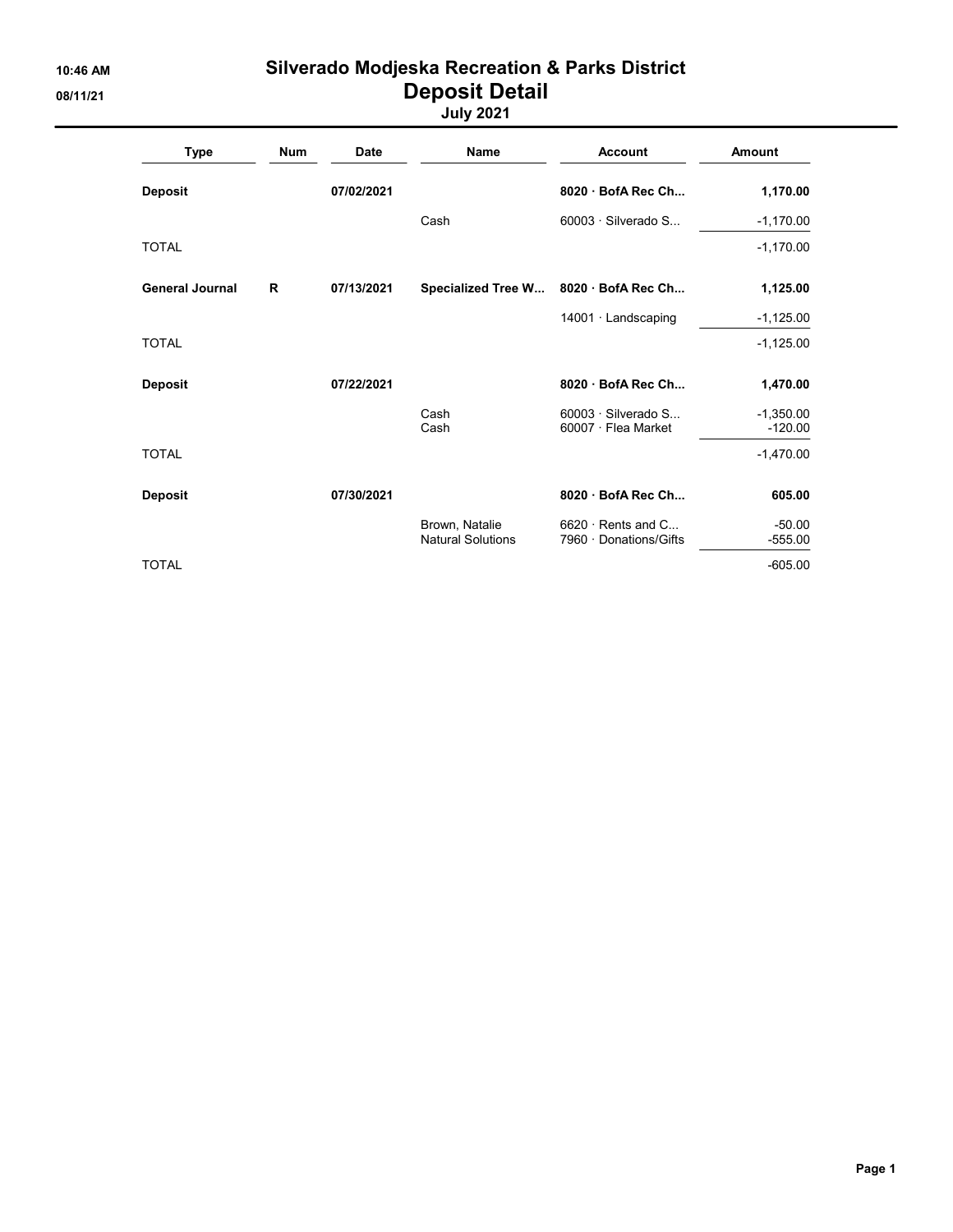# Silverado Modjeska Recreation & Parks District

## Deposit Detail

### July 2021

10:46 AM

08/11/21

| Type | Num | Date | Name | Account | Amount |
|---|---|---|---|---|---|
| **Deposit** | | **07/02/2021** | | **8020 · BofA Rec Ch...** | **1,170.00** |
| | | | Cash | 60003 · Silverado S... | -1,170.00 |
| TOTAL | | | | | -1,170.00 |
| **General Journal** | **R** | **07/13/2021** | **Specialized Tree W...** | **8020 · BofA Rec Ch...** | **1,125.00** |
| | | | | 14001 · Landscaping | -1,125.00 |
| TOTAL | | | | | -1,125.00 |
| **Deposit** | | **07/22/2021** | | **8020 · BofA Rec Ch...** | **1,470.00** |
| | | | Cash | 60003 · Silverado S... | -1,350.00 |
| | | | Cash | 60007 · Flea Market | -120.00 |
| TOTAL | | | | | -1,470.00 |
| **Deposit** | | **07/30/2021** | | **8020 · BofA Rec Ch...** | **605.00** |
| | | | Brown, Natalie | 6620 · Rents and C... | -50.00 |
| | | | Natural Solutions | 7960 · Donations/Gifts | -555.00 |
| TOTAL | | | | | -605.00 |